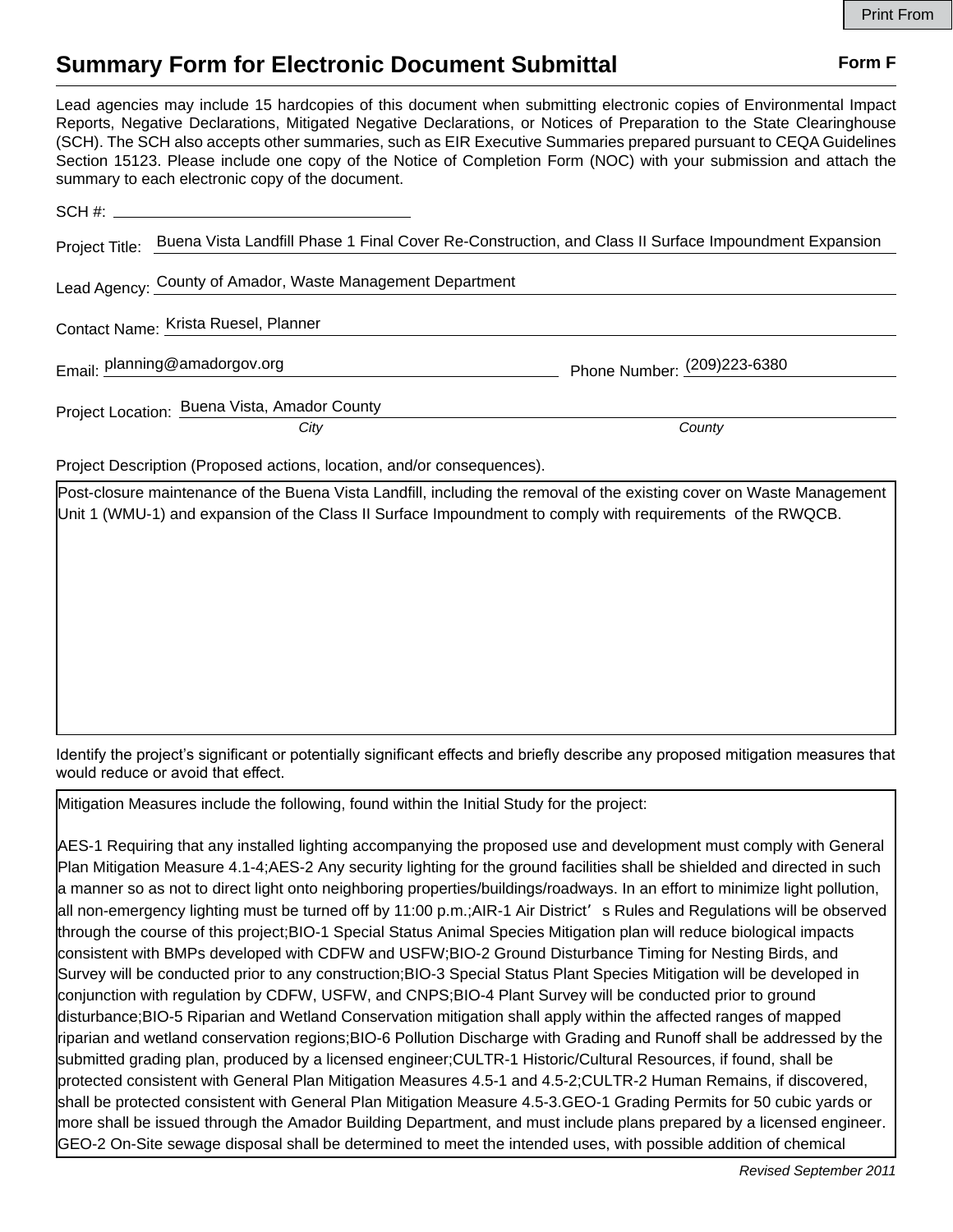# Summary Form for Electronic Document Submittal

**Form F**

Lead agencies may include 15 hardcopies of this document when submitting electronic copies of Environmental Impact Reports, Negative Declarations, Mitigated Negative Declarations, or Notices of Preparation to the State Clearinghouse (SCH). The SCH also accepts other summaries, such as EIR Executive Summaries prepared pursuant to CEQA Guidelines Section 15123. Please include one copy of the Notice of Completion Form (NOC) with your submission and attach the summary to each electronic copy of the document.

SCH #: 

Project Title: Buena Vista Landfill Phase 1 Final Cover Re-Construction, and Class II Surface Impoundment Expansion

Lead Agency: County of Amador, Waste Management Department

Contact Name: Krista Ruesel, Planner

Email: planning@amadorgov.org

Phone Number: (209)223-6380

Project Location: Buena Vista, Amador County

*City* *County*

Project Description (Proposed actions, location, and/or consequences).

Post-closure maintenance of the Buena Vista Landfill, including the removal of the existing cover on Waste Management Unit 1 (WMU-1) and expansion of the Class II Surface Impoundment to comply with requirements of the RWQCB.

Identify the project's significant or potentially significant effects and briefly describe any proposed mitigation measures that would reduce or avoid that effect.

Mitigation Measures include the following, found within the Initial Study for the project:

AES-1 Requiring that any installed lighting accompanying the proposed use and development must comply with General Plan Mitigation Measure 4.1-4;AES-2 Any security lighting for the ground facilities shall be shielded and directed in such a manner so as not to direct light onto neighboring properties/buildings/roadways. In an effort to minimize light pollution, all non-emergency lighting must be turned off by 11:00 p.m.;AIR-1 Air District's Rules and Regulations will be observed through the course of this project;BIO-1 Special Status Animal Species Mitigation plan will reduce biological impacts consistent with BMPs developed with CDFW and USFW;BIO-2 Ground Disturbance Timing for Nesting Birds, and Survey will be conducted prior to any construction;BIO-3 Special Status Plant Species Mitigation will be developed in conjunction with regulation by CDFW, USFW, and CNPS;BIO-4 Plant Survey will be conducted prior to ground disturbance;BIO-5 Riparian and Wetland Conservation mitigation shall apply within the affected ranges of mapped riparian and wetland conservation regions;BIO-6 Pollution Discharge with Grading and Runoff shall be addressed by the submitted grading plan, produced by a licensed engineer;CULTR-1 Historic/Cultural Resources, if found, shall be protected consistent with General Plan Mitigation Measures 4.5-1 and 4.5-2;CULTR-2 Human Remains, if discovered, shall be protected consistent with General Plan Mitigation Measure 4.5-3.GEO-1 Grading Permits for 50 cubic yards or more shall be issued through the Amador Building Department, and must include plans prepared by a licensed engineer. GEO-2 On-Site sewage disposal shall be determined to meet the intended uses, with possible addition of chemical

*Revised September 2011*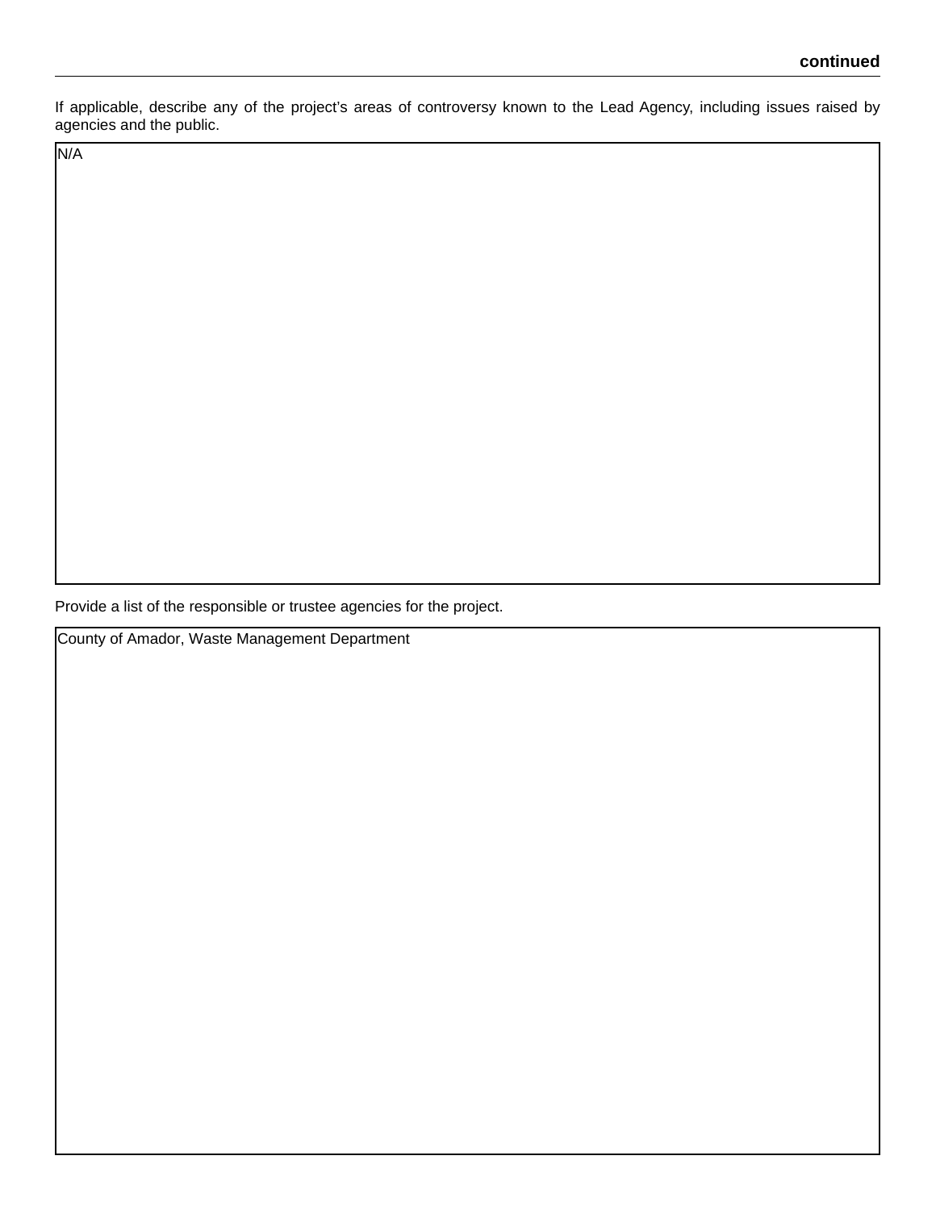**continued**

If applicable, describe any of the project's areas of controversy known to the Lead Agency, including issues raised by agencies and the public.

N/A

Provide a list of the responsible or trustee agencies for the project.

County of Amador, Waste Management Department